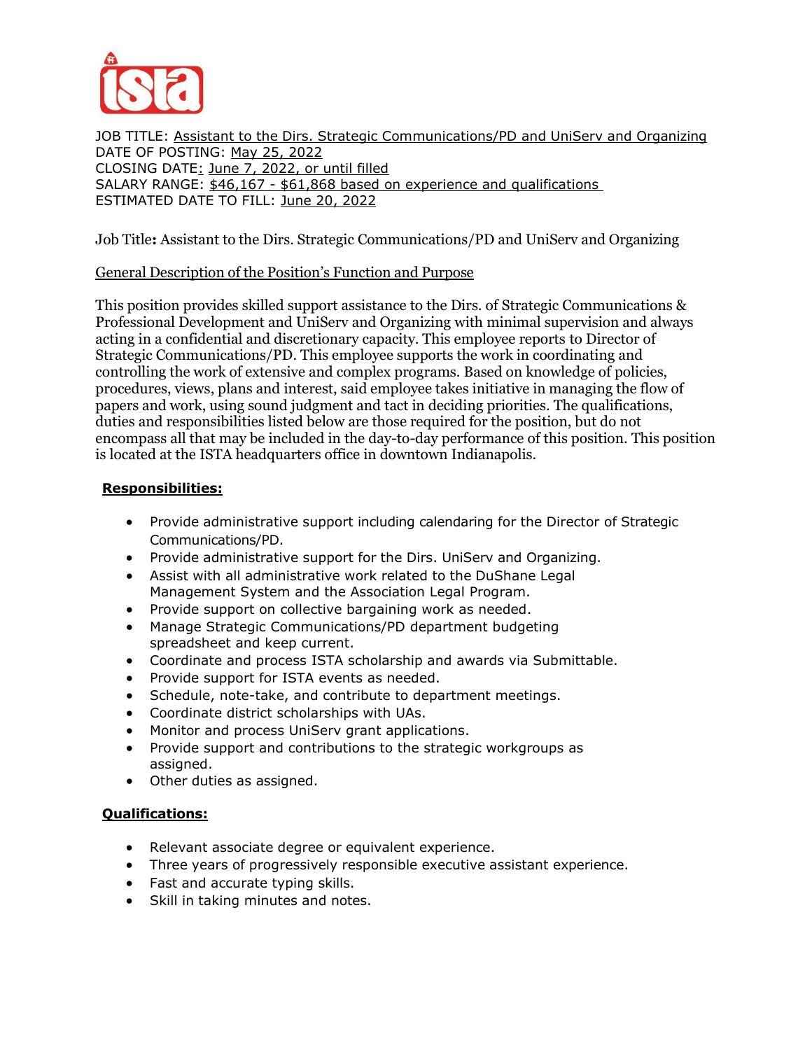JOB TITLE: Assistant to the Dirs. Strategic Communications/PD and UniServ and Organizing
DATE OF POSTING: May 25, 2022
CLOSING DATE: June 7, 2022, or until filled
SALARY RANGE: $46,167 - $61,868 based on experience and qualifications
ESTIMATED DATE TO FILL: June 20, 2022

Job Title**:** Assistant to the Dirs. Strategic Communications/PD and UniServ and Organizing

General Description of the Position's Function and Purpose

This position provides skilled support assistance to the Dirs. of Strategic Communications & Professional Development and UniServ and Organizing with minimal supervision and always acting in a confidential and discretionary capacity. This employee reports to Director of Strategic Communications/PD. This employee supports the work in coordinating and controlling the work of extensive and complex programs. Based on knowledge of policies, procedures, views, plans and interest, said employee takes initiative in managing the flow of papers and work, using sound judgment and tact in deciding priorities. The qualifications, duties and responsibilities listed below are those required for the position, but do not encompass all that may be included in the day-to-day performance of this position. This position is located at the ISTA headquarters office in downtown Indianapolis.

**Responsibilities:**

- Provide administrative support including calendaring for the Director of Strategic Communications/PD.
- Provide administrative support for the Dirs. UniServ and Organizing.
- Assist with all administrative work related to the DuShane Legal Management System and the Association Legal Program.
- Provide support on collective bargaining work as needed.
- Manage Strategic Communications/PD department budgeting spreadsheet and keep current.
- Coordinate and process ISTA scholarship and awards via Submittable.
- Provide support for ISTA events as needed.
- Schedule, note-take, and contribute to department meetings.
- Coordinate district scholarships with UAs.
- Monitor and process UniServ grant applications.
- Provide support and contributions to the strategic workgroups as assigned.
- Other duties as assigned.

**Qualifications:**

- Relevant associate degree or equivalent experience.
- Three years of progressively responsible executive assistant experience.
- Fast and accurate typing skills.
- Skill in taking minutes and notes.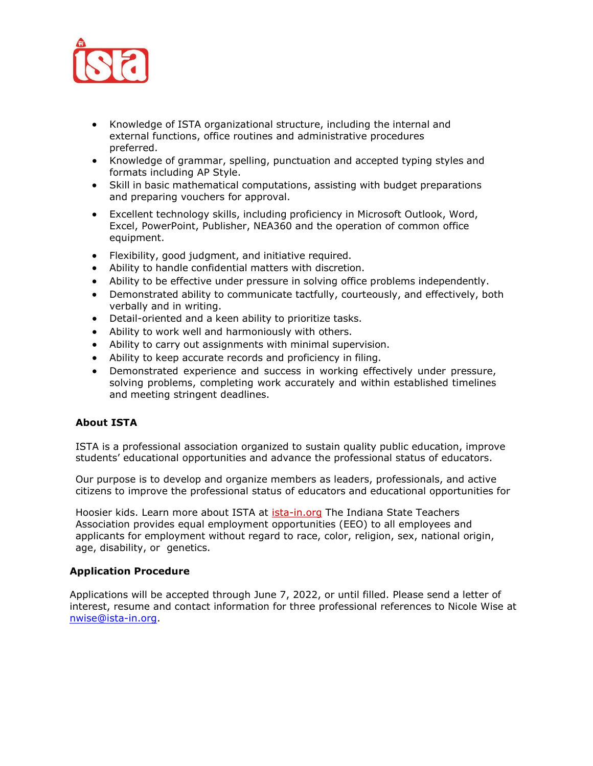- Knowledge of ISTA organizational structure, including the internal and external functions, office routines and administrative procedures preferred.
- Knowledge of grammar, spelling, punctuation and accepted typing styles and formats including AP Style.
- Skill in basic mathematical computations, assisting with budget preparations and preparing vouchers for approval.
- Excellent technology skills, including proficiency in Microsoft Outlook, Word, Excel, PowerPoint, Publisher, NEA360 and the operation of common office equipment.
- Flexibility, good judgment, and initiative required.
- Ability to handle confidential matters with discretion.
- Ability to be effective under pressure in solving office problems independently.
- Demonstrated ability to communicate tactfully, courteously, and effectively, both verbally and in writing.
- Detail-oriented and a keen ability to prioritize tasks.
- Ability to work well and harmoniously with others.
- Ability to carry out assignments with minimal supervision.
- Ability to keep accurate records and proficiency in filing.
- Demonstrated experience and success in working effectively under pressure, solving problems, completing work accurately and within established timelines and meeting stringent deadlines.

**About ISTA**

ISTA is a professional association organized to sustain quality public education, improve students' educational opportunities and advance the professional status of educators.

Our purpose is to develop and organize members as leaders, professionals, and active citizens to improve the professional status of educators and educational opportunities for

Hoosier kids. Learn more about ISTA at ista-in.org The Indiana State Teachers Association provides equal employment opportunities (EEO) to all employees and applicants for employment without regard to race, color, religion, sex, national origin, age, disability, or genetics.

**Application Procedure**

Applications will be accepted through June 7, 2022, or until filled. Please send a letter of interest, resume and contact information for three professional references to Nicole Wise at nwise@ista-in.org.